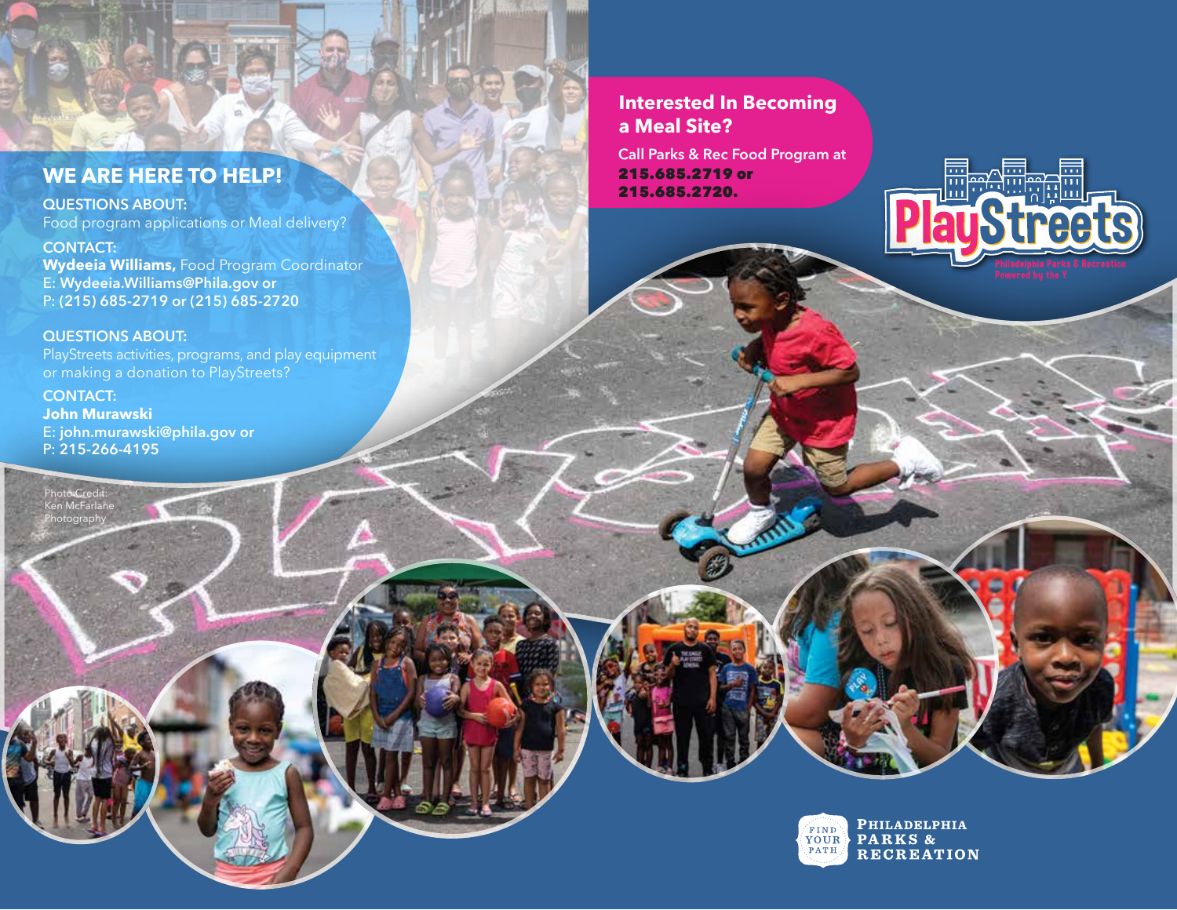## WE ARE HERE TO HELP!

**QUESTIONS ABOUT:**
Food program applications or Meal delivery?

**CONTACT:**
**Wydeeia Williams,** Food Program Coordinator
E: **Wydeeia.Williams@Phila.gov or**
P: **(215) 685-2719 or (215) 685-2720**

**QUESTIONS ABOUT:**
PlayStreets activities, programs, and play equipment or making a donation to PlayStreets?

**CONTACT:**
**John Murawski**
E: **john.murawski@phila.gov or**
P: **215-266-4195**

Photo Credit: Ken McFarlane Photography

## Interested In Becoming a Meal Site?

Call Parks & Rec Food Program at **215.685.2719 or 215.685.2720.**

PlayStreets
Philadelphia Parks & Recreation
Powered by the Y

FIND YOUR PATH
PHILADELPHIA PARKS & RECREATION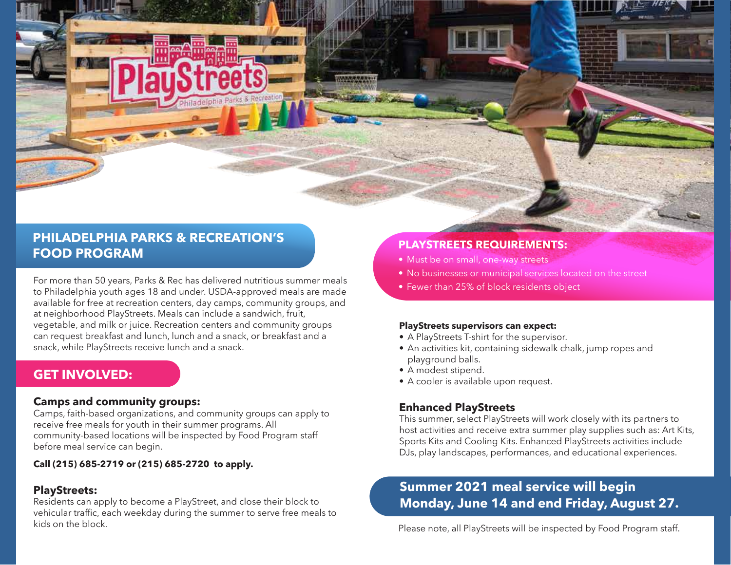## PHILADELPHIA PARKS & RECREATION'S FOOD PROGRAM

For more than 50 years, Parks & Rec has delivered nutritious summer meals to Philadelphia youth ages 18 and under. USDA-approved meals are made available for free at recreation centers, day camps, community groups, and at neighborhood PlayStreets. Meals can include a sandwich, fruit, vegetable, and milk or juice. Recreation centers and community groups can request breakfast and lunch, lunch and a snack, or breakfast and a snack, while PlayStreets receive lunch and a snack.

## GET INVOLVED:

### Camps and community groups:

Camps, faith-based organizations, and community groups can apply to receive free meals for youth in their summer programs. All community-based locations will be inspected by Food Program staff before meal service can begin.

**Call (215) 685-2719 or (215) 685-2720 to apply.**

### PlayStreets:

Residents can apply to become a PlayStreet, and close their block to vehicular traffic, each weekday during the summer to serve free meals to kids on the block.

## PLAYSTREETS REQUIREMENTS:

- Must be on small, one-way streets
- No businesses or municipal services located on the street
- Fewer than 25% of block residents object

**PlayStreets supervisors can expect:**

- A PlayStreets T-shirt for the supervisor.
- An activities kit, containing sidewalk chalk, jump ropes and playground balls.
- A modest stipend.
- A cooler is available upon request.

### Enhanced PlayStreets

This summer, select PlayStreets will work closely with its partners to host activities and receive extra summer play supplies such as: Art Kits, Sports Kits and Cooling Kits. Enhanced PlayStreets activities include DJs, play landscapes, performances, and educational experiences.

## Summer 2021 meal service will begin Monday, June 14 and end Friday, August 27.

Please note, all PlayStreets will be inspected by Food Program staff.